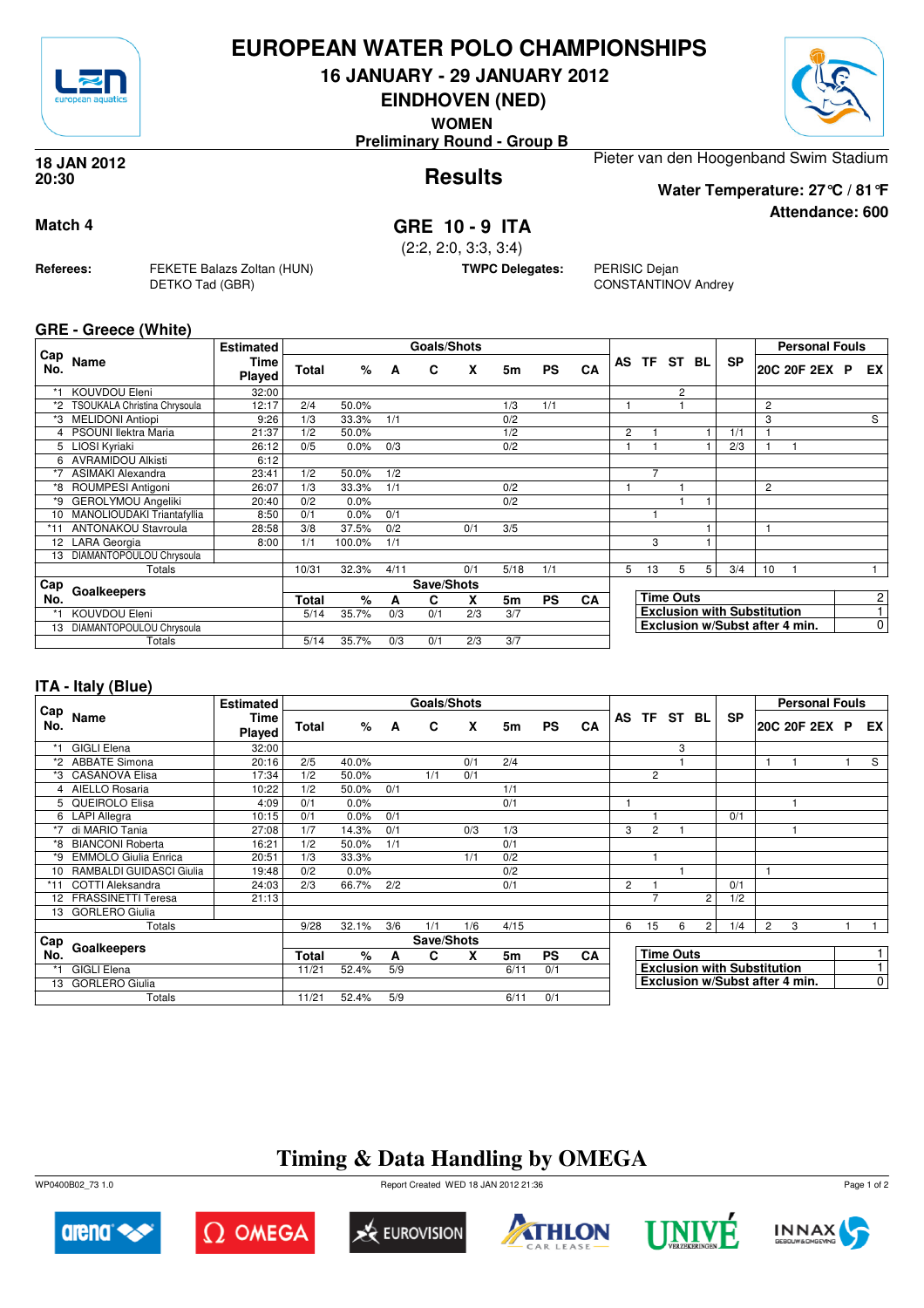# EUROPEAN WATER POLO CHAMPIONSHIPS

**16 JANUARY - 29 JANUARY 2012**

**EINDHOVEN (NED)**

**WOMEN**

**Preliminary Round - Group B**

**18 JAN 2012 20:30**

## Results

Pieter van den Hoogenband Swim Stadium

**Water Temperature: 27°C / 81°F**

**Attendance: 600**

**Match 4**

## GRE 10 - 9 ITA

(2:2, 2:0, 3:3, 3:4)

**Referees:** FEKETE Balazs Zoltan (HUN), DETKO Tad (GBR)

**TWPC Delegates:** PERISIC Dejan, CONSTANTINOV Andrey

### GRE - Greece (White)

| Cap No. | Name | Estimated Time Played | Total | % | A | C | X | 5m | PS | CA | AS | TF | ST | BL | SP | 20C | 20F | 2EX | P | EX |
|---|---|---|---|---|---|---|---|---|---|---|---|---|---|---|---|---|---|---|---|---|
| *1 | KOUVDOU Eleni | 32:00 | | | | | | | | | | | 2 | | | | | | | |
| *2 | TSOUKALA Christina Chrysoula | 12:17 | 2/4 | 50.0% | | | | 1/3 | 1/1 | | 1 | | 1 | | | 2 | | | | |
| *3 | MELIDONI Antiopi | 9:26 | 1/3 | 33.3% | 1/1 | | | 0/2 | | | | | | | | 3 | | | | S |
| 4 | PSOUNI Ilektra Maria | 21:37 | 1/2 | 50.0% | | | | 1/2 | | | 2 | 1 | | 1 | 1/1 | 1 | | | | |
| 5 | LIOSI Kyriaki | 26:12 | 0/5 | 0.0% | 0/3 | | | 0/2 | | | 1 | 1 | | 1 | 2/3 | 1 | 1 | | | |
| 6 | AVRAMIDOU Alkisti | 6:12 | | | | | | | | | | | | | | | | | | |
| *7 | ASIMAKI Alexandra | 23:41 | 1/2 | 50.0% | 1/2 | | | | | | | 7 | | | | | | | | |
| *8 | ROUMPESI Antigoni | 26:07 | 1/3 | 33.3% | 1/1 | | | 0/2 | | | 1 | | 1 | | | 2 | | | | |
| *9 | GEROLYMOU Angeliki | 20:40 | 0/2 | 0.0% | | | | 0/2 | | | | | 1 | 1 | | | | | | |
| 10 | MANOLIOUDAKI Triantafyllia | 8:50 | 0/1 | 0.0% | 0/1 | | | | | | | 1 | | | | | | | | |
| *11 | ANTONAKOU Stavroula | 28:58 | 3/8 | 37.5% | 0/2 | | 0/1 | 3/5 | | | | | | 1 | | 1 | | | | |
| 12 | LARA Georgia | 8:00 | 1/1 | 100.0% | 1/1 | | | | | | | 3 | | 1 | | | | | | |
| 13 | DIAMANTOPOULOU Chrysoula | | | | | | | | | | | | | | | | | | | |
| | Totals | | 10/31 | 32.3% | 4/11 | | 0/1 | 5/18 | 1/1 | | 5 | 13 | 5 | 5 | 3/4 | 10 | 1 | | | 1 |

| Cap No. | Goalkeepers | Total | % | A | C | X | 5m | PS | CA |
|---|---|---|---|---|---|---|---|---|---|
| *1 | KOUVDOU Eleni | 5/14 | 35.7% | 0/3 | 0/1 | 2/3 | 3/7 | | |
| 13 | DIAMANTOPOULOU Chrysoula | | | | | | | | |
| | Totals | 5/14 | 35.7% | 0/3 | 0/1 | 2/3 | 3/7 | | |

| | |
|---|---|
| Time Outs | 2 |
| Exclusion with Substitution | 1 |
| Exclusion w/Subst after 4 min. | 0 |

### ITA - Italy (Blue)

| Cap No. | Name | Estimated Time Played | Total | % | A | C | X | 5m | PS | CA | AS | TF | ST | BL | SP | 20C | 20F | 2EX | P | EX |
|---|---|---|---|---|---|---|---|---|---|---|---|---|---|---|---|---|---|---|---|---|
| *1 | GIGLI Elena | 32:00 | | | | | | | | | | | 3 | | | | | | | |
| *2 | ABBATE Simona | 20:16 | 2/5 | 40.0% | | | 0/1 | 2/4 | | | | | 1 | | | 1 | 1 | | 1 | S |
| *3 | CASANOVA Elisa | 17:34 | 1/2 | 50.0% | | 1/1 | 0/1 | | | | | 2 | | | | | | | | |
| 4 | AIELLO Rosaria | 10:22 | 1/2 | 50.0% | 0/1 | | | 1/1 | | | | | | | | | | | | |
| 5 | QUEIROLO Elisa | 4:09 | 0/1 | 0.0% | | | | 0/1 | | | 1 | | | | | | 1 | | | |
| 6 | LAPI Allegra | 10:15 | 0/1 | 0.0% | 0/1 | | | | | | | 1 | | | 0/1 | | | | | |
| *7 | di MARIO Tania | 27:08 | 1/7 | 14.3% | 0/1 | | 0/3 | 1/3 | | | 3 | 2 | 1 | | | | 1 | | | |
| *8 | BIANCONI Roberta | 16:21 | 1/2 | 50.0% | 1/1 | | | 0/1 | | | | | | | | | | | | |
| *9 | EMMOLO Giulia Enrica | 20:51 | 1/3 | 33.3% | | | 1/1 | 0/2 | | | | 1 | | | | | | | | |
| 10 | RAMBALDI GUIDASCI Giulia | 19:48 | 0/2 | 0.0% | | | | 0/2 | | | | | 1 | | | 1 | | | | |
| *11 | COTTI Aleksandra | 24:03 | 2/3 | 66.7% | 2/2 | | | 0/1 | | | 2 | 1 | | | 0/1 | | | | | |
| 12 | FRASSINETTI Teresa | 21:13 | | | | | | | | | | 7 | | 2 | 1/2 | | | | | |
| 13 | GORLERO Giulia | | | | | | | | | | | | | | | | | | | |
| | Totals | | 9/28 | 32.1% | 3/6 | 1/1 | 1/6 | 4/15 | | | 6 | 15 | 6 | 2 | 1/4 | 2 | 3 | | 1 | 1 |

| Cap No. | Goalkeepers | Total | % | A | C | X | 5m | PS | CA |
|---|---|---|---|---|---|---|---|---|---|
| *1 | GIGLI Elena | 11/21 | 52.4% | 5/9 | | | 6/11 | 0/1 | |
| 13 | GORLERO Giulia | | | | | | | | |
| | Totals | 11/21 | 52.4% | 5/9 | | | 6/11 | 0/1 | |

| | |
|---|---|
| Time Outs | 1 |
| Exclusion with Substitution | 1 |
| Exclusion w/Subst after 4 min. | 0 |

## Timing & Data Handling by OMEGA

WP0400B02_73 1.0 Report Created WED 18 JAN 2012 21:36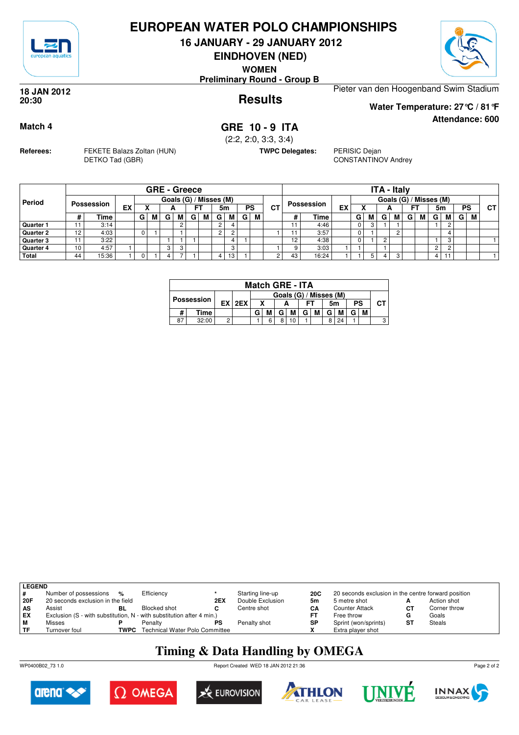# EUROPEAN WATER POLO CHAMPIONSHIPS

**16 JANUARY - 29 JANUARY 2012**

**EINDHOVEN (NED)**

**WOMEN**

**Preliminary Round - Group B**

**18 JAN 2012**
**20:30**

## Results

Pieter van den Hoogenband Swim Stadium

**Water Temperature: 27°C / 81°F**

**Attendance: 600**

**Match 4**

**GRE 10 - 9 ITA**

(2:2, 2:0, 3:3, 3:4)

**Referees:** FEKETE Balazs Zoltan (HUN), DETKO Tad (GBR)

**TWPC Delegates:** PERISIC Dejan, CONSTANTINOV Andrey

| Period | GRE - Greece | | | | | | | | | | | | | | ITA - Italy | | | | | | | | | | | | | |
|---|---|---|---|---|---|---|---|---|---|---|---|---|---|---|---|---|---|---|---|---|---|---|---|---|---|---|---|---|
| | Possession | | EX | Goals (G) / Misses (M) | | | | | | | | | | CT | Possession | | EX | Goals (G) / Misses (M) | | | | | | | | | | CT |
| | | | | X | | A | | FT | | 5m | | PS | | | | | | X | | A | | FT | | 5m | | PS | | |
| | # | Time | | G | M | G | M | G | M | G | M | G | M | | # | Time | | G | M | G | M | G | M | G | M | G | M | |
| Quarter 1 | 11 | 3:14 | | | | | 2 | | | 2 | 4 | | | | 11 | 4:46 | | 0 | 3 | 1 | 1 | | | 1 | 2 | | | |
| Quarter 2 | 12 | 4:03 | | 0 | 1 | | 1 | | | 2 | 2 | | | 1 | 11 | 3:57 | | 0 | 1 | | 2 | | | | 4 | | | |
| Quarter 3 | 11 | 3:22 | | | | 1 | 1 | 1 | | | 4 | 1 | | | 12 | 4:38 | | 0 | 1 | 2 | | | | 1 | 3 | | | 1 |
| Quarter 4 | 10 | 4:57 | 1 | | | 3 | 3 | | | | 3 | | | 1 | 9 | 3:03 | 1 | 1 | | 1 | | | | 2 | 2 | | | |
| Total | 44 | 15:36 | 1 | 0 | 1 | 4 | 7 | 1 | | 4 | 13 | 1 | | 2 | 43 | 16:24 | 1 | 1 | 5 | 4 | 3 | | | 4 | 11 | | | 1 |

| Match GRE - ITA | | | | | | | | | | | | | | |
|---|---|---|---|---|---|---|---|---|---|---|---|---|---|---|
| Possession | | EX | 2EX | Goals (G) / Misses (M) | | | | | | | | | | CT |
| | | | | X | | A | | FT | | 5m | | PS | | |
| # | Time | | | G | M | G | M | G | M | G | M | G | M | |
| 87 | 32:00 | 2 | | 1 | 6 | 8 | 10 | 1 | | 8 | 24 | 1 | | 3 |

| LEGEND | | | | | | | | | |
|---|---|---|---|---|---|---|---|---|---|
| # | Number of possessions | % | Efficiency | * | Starting line-up | 20C | 20 seconds exclusion in the centre forward position | | |
| 20F | 20 seconds exclusion in the field | | | 2EX | Double Exclusion | 5m | 5 metre shot | A | Action shot |
| AS | Assist | BL | Blocked shot | C | Centre shot | CA | Counter Attack | CT | Corner throw |
| EX | Exclusion (S - with substitution, N - with substitution after 4 min.) | | | | | FT | Free throw | G | Goals |
| M | Misses | P | Penalty | PS | Penalty shot | SP | Sprint (won/sprints) | ST | Steals |
| TF | Turnover foul | TWPC | Technical Water Polo Committee | | | X | Extra player shot | | |

## Timing & Data Handling by OMEGA

WP0400B02_73 1.0 Report Created WED 18 JAN 2012 21:36